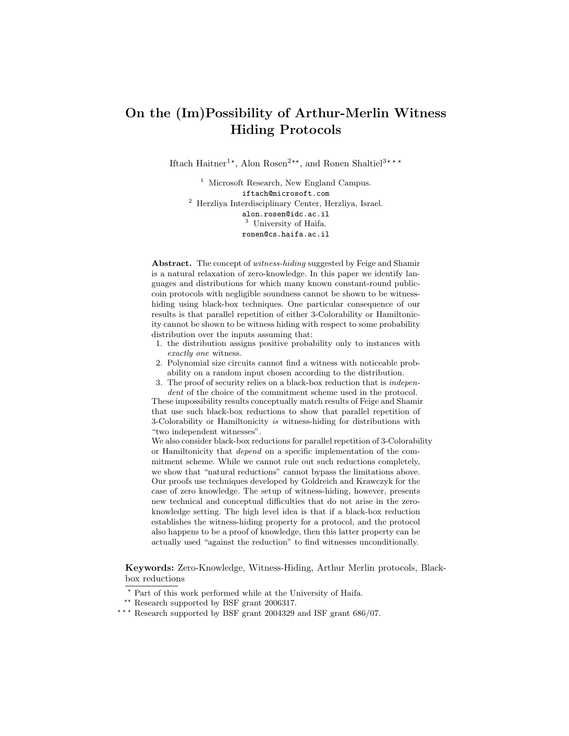# On the (Im)Possibility of Arthur-Merlin Witness Hiding Protocols

Iftach Haitner[1]*, Alon Rosen[2]**, and Ronen Shaltiel[3]***

[1] Microsoft Research, New England Campus.
iftach@microsoft.com

[2] Herzliya Interdisciplinary Center, Herzliya, Israel.
alon.rosen@idc.ac.il

[3] University of Haifa.
ronen@cs.haifa.ac.il

**Abstract.** The concept of *witness-hiding* suggested by Feige and Shamir is a natural relaxation of zero-knowledge. In this paper we identify languages and distributions for which many known constant-round public-coin protocols with negligible soundness cannot be shown to be witness-hiding using black-box techniques. One particular consequence of our results is that parallel repetition of either 3-Colorability or Hamiltonicity cannot be shown to be witness hiding with respect to some probability distribution over the inputs assuming that:

1. the distribution assigns positive probability only to instances with *exactly one* witness.
2. Polynomial size circuits cannot find a witness with noticeable probability on a random input chosen according to the distribution.
3. The proof of security relies on a black-box reduction that is *independent* of the choice of the commitment scheme used in the protocol.

These impossibility results conceptually match results of Feige and Shamir that use such black-box reductions to show that parallel repetition of 3-Colorability or Hamiltonicity *is* witness-hiding for distributions with "two independent witnesses".

We also consider black-box reductions for parallel repetition of 3-Colorability or Hamiltonicity that *depend* on a specific implementation of the commitment scheme. While we cannot rule out such reductions completely, we show that "natural reductions" cannot bypass the limitations above. Our proofs use techniques developed by Goldreich and Krawczyk for the case of zero knowledge. The setup of witness-hiding, however, presents new technical and conceptual difficulties that do not arise in the zero-knowledge setting. The high level idea is that if a black-box reduction establishes the witness-hiding property for a protocol, and the protocol also happens to be a proof of knowledge, then this latter property can be actually used "against the reduction" to find witnesses unconditionally.

**Keywords:** Zero-Knowledge, Witness-Hiding, Arthur Merlin protocols, Black-box reductions

* Part of this work performed while at the University of Haifa.

** Research supported by BSF grant 2006317.

*** Research supported by BSF grant 2004329 and ISF grant 686/07.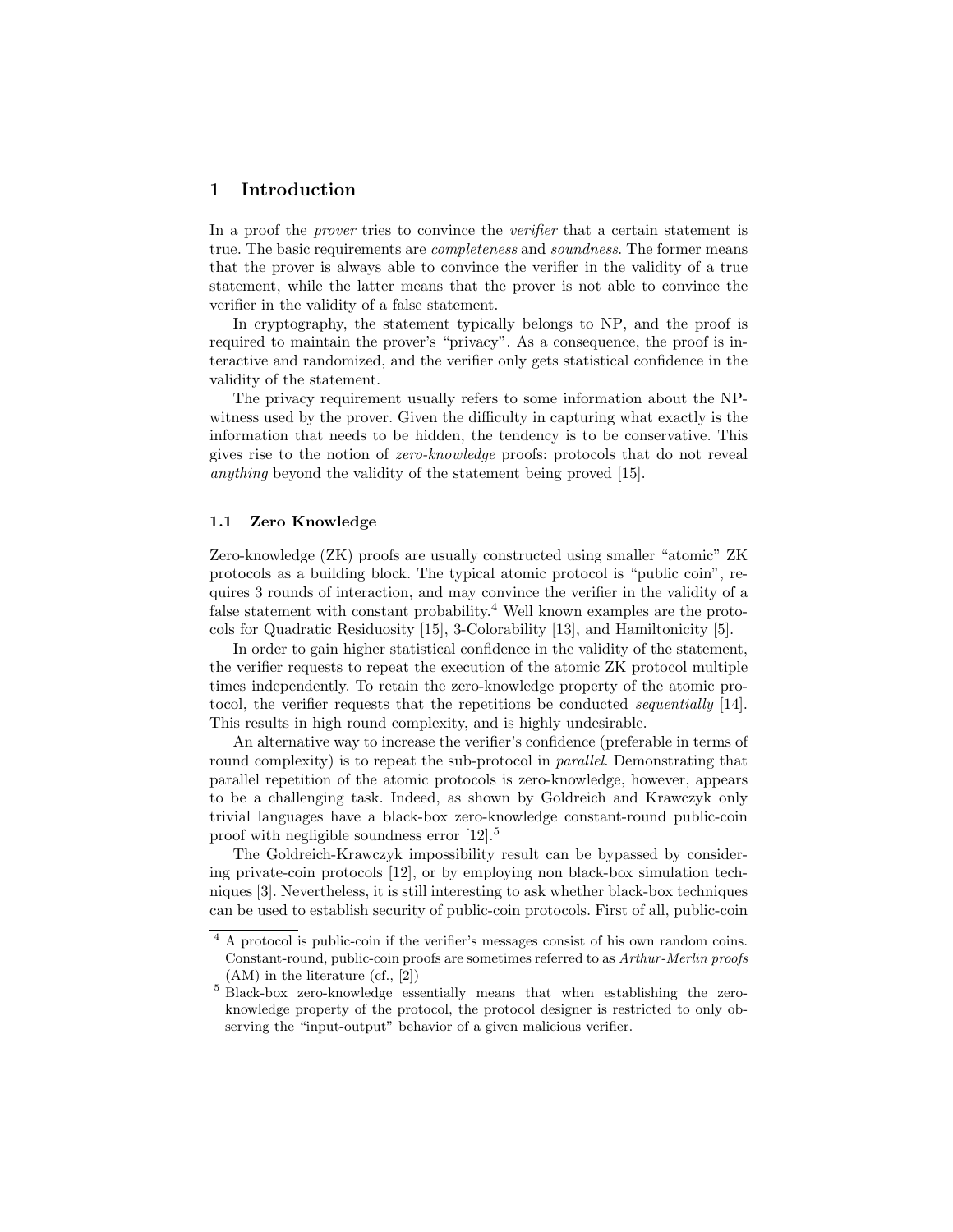# 1 Introduction

In a proof the *prover* tries to convince the *verifier* that a certain statement is true. The basic requirements are *completeness* and *soundness*. The former means that the prover is always able to convince the verifier in the validity of a true statement, while the latter means that the prover is not able to convince the verifier in the validity of a false statement.

In cryptography, the statement typically belongs to NP, and the proof is required to maintain the prover's "privacy". As a consequence, the proof is interactive and randomized, and the verifier only gets statistical confidence in the validity of the statement.

The privacy requirement usually refers to some information about the NP-witness used by the prover. Given the difficulty in capturing what exactly is the information that needs to be hidden, the tendency is to be conservative. This gives rise to the notion of *zero-knowledge* proofs: protocols that do not reveal *anything* beyond the validity of the statement being proved [15].

## 1.1 Zero Knowledge

Zero-knowledge (ZK) proofs are usually constructed using smaller "atomic" ZK protocols as a building block. The typical atomic protocol is "public coin", requires 3 rounds of interaction, and may convince the verifier in the validity of a false statement with constant probability.[4] Well known examples are the protocols for Quadratic Residuosity [15], 3-Colorability [13], and Hamiltonicity [5].

In order to gain higher statistical confidence in the validity of the statement, the verifier requests to repeat the execution of the atomic ZK protocol multiple times independently. To retain the zero-knowledge property of the atomic protocol, the verifier requests that the repetitions be conducted *sequentially* [14]. This results in high round complexity, and is highly undesirable.

An alternative way to increase the verifier's confidence (preferable in terms of round complexity) is to repeat the sub-protocol in *parallel*. Demonstrating that parallel repetition of the atomic protocols is zero-knowledge, however, appears to be a challenging task. Indeed, as shown by Goldreich and Krawczyk only trivial languages have a black-box zero-knowledge constant-round public-coin proof with negligible soundness error [12].[5]

The Goldreich-Krawczyk impossibility result can be bypassed by considering private-coin protocols [12], or by employing non black-box simulation techniques [3]. Nevertheless, it is still interesting to ask whether black-box techniques can be used to establish security of public-coin protocols. First of all, public-coin

[4] A protocol is public-coin if the verifier's messages consist of his own random coins. Constant-round, public-coin proofs are sometimes referred to as *Arthur-Merlin proofs* (AM) in the literature (cf., [2])

[5] Black-box zero-knowledge essentially means that when establishing the zero-knowledge property of the protocol, the protocol designer is restricted to only observing the "input-output" behavior of a given malicious verifier.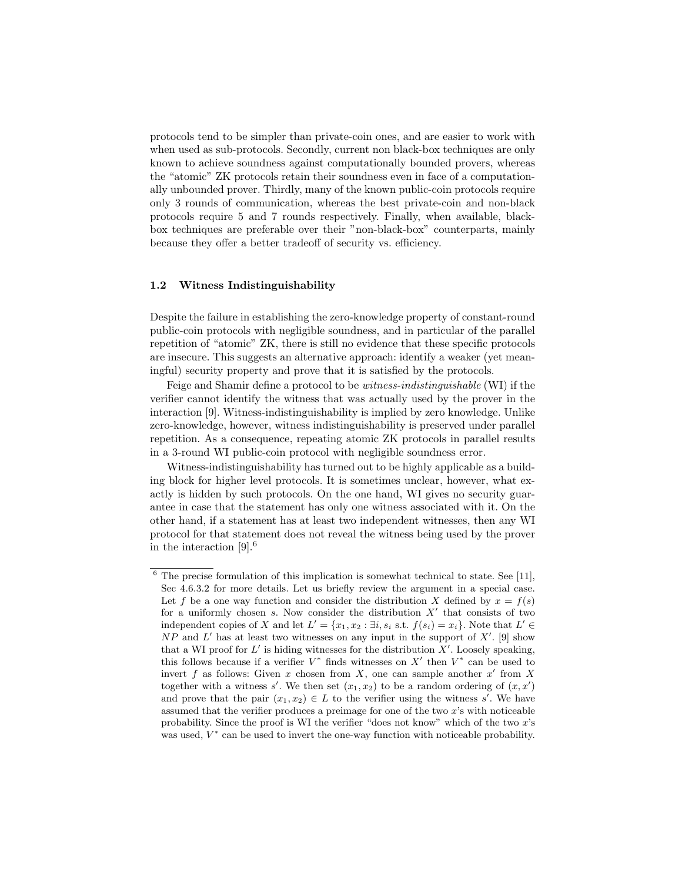protocols tend to be simpler than private-coin ones, and are easier to work with when used as sub-protocols. Secondly, current non black-box techniques are only known to achieve soundness against computationally bounded provers, whereas the "atomic" ZK protocols retain their soundness even in face of a computationally unbounded prover. Thirdly, many of the known public-coin protocols require only 3 rounds of communication, whereas the best private-coin and non-black protocols require 5 and 7 rounds respectively. Finally, when available, black-box techniques are preferable over their "non-black-box" counterparts, mainly because they offer a better tradeoff of security vs. efficiency.

### 1.2 Witness Indistinguishability

Despite the failure in establishing the zero-knowledge property of constant-round public-coin protocols with negligible soundness, and in particular of the parallel repetition of "atomic" ZK, there is still no evidence that these specific protocols are insecure. This suggests an alternative approach: identify a weaker (yet meaningful) security property and prove that it is satisfied by the protocols.

Feige and Shamir define a protocol to be *witness-indistinguishable* (WI) if the verifier cannot identify the witness that was actually used by the prover in the interaction [9]. Witness-indistinguishability is implied by zero knowledge. Unlike zero-knowledge, however, witness indistinguishability is preserved under parallel repetition. As a consequence, repeating atomic ZK protocols in parallel results in a 3-round WI public-coin protocol with negligible soundness error.

Witness-indistinguishability has turned out to be highly applicable as a building block for higher level protocols. It is sometimes unclear, however, what exactly is hidden by such protocols. On the one hand, WI gives no security guarantee in case that the statement has only one witness associated with it. On the other hand, if a statement has at least two independent witnesses, then any WI protocol for that statement does not reveal the witness being used by the prover in the interaction [9].[6]

---

[6] The precise formulation of this implication is somewhat technical to state. See [11], Sec 4.6.3.2 for more details. Let us briefly review the argument in a special case. Let $f$ be a one way function and consider the distribution $X$ defined by $x = f(s)$ for a uniformly chosen $s$. Now consider the distribution $X'$ that consists of two independent copies of $X$ and let $L' = \{x_1, x_2 : \exists i, s_i \text{ s.t. } f(s_i) = x_i\}$. Note that $L' \in NP$ and $L'$ has at least two witnesses on any input in the support of $X'$. [9] show that a WI proof for $L'$ is hiding witnesses for the distribution $X'$. Loosely speaking, this follows because if a verifier $V^*$ finds witnesses on $X'$ then $V^*$ can be used to invert $f$ as follows: Given $x$ chosen from $X$, one can sample another $x'$ from $X$ together with a witness $s'$. We then set $(x_1, x_2)$ to be a random ordering of $(x, x')$ and prove that the pair $(x_1, x_2) \in L$ to the verifier using the witness $s'$. We have assumed that the verifier produces a preimage for one of the two $x$'s with noticeable probability. Since the proof is WI the verifier "does not know" which of the two $x$'s was used, $V^*$ can be used to invert the one-way function with noticeable probability.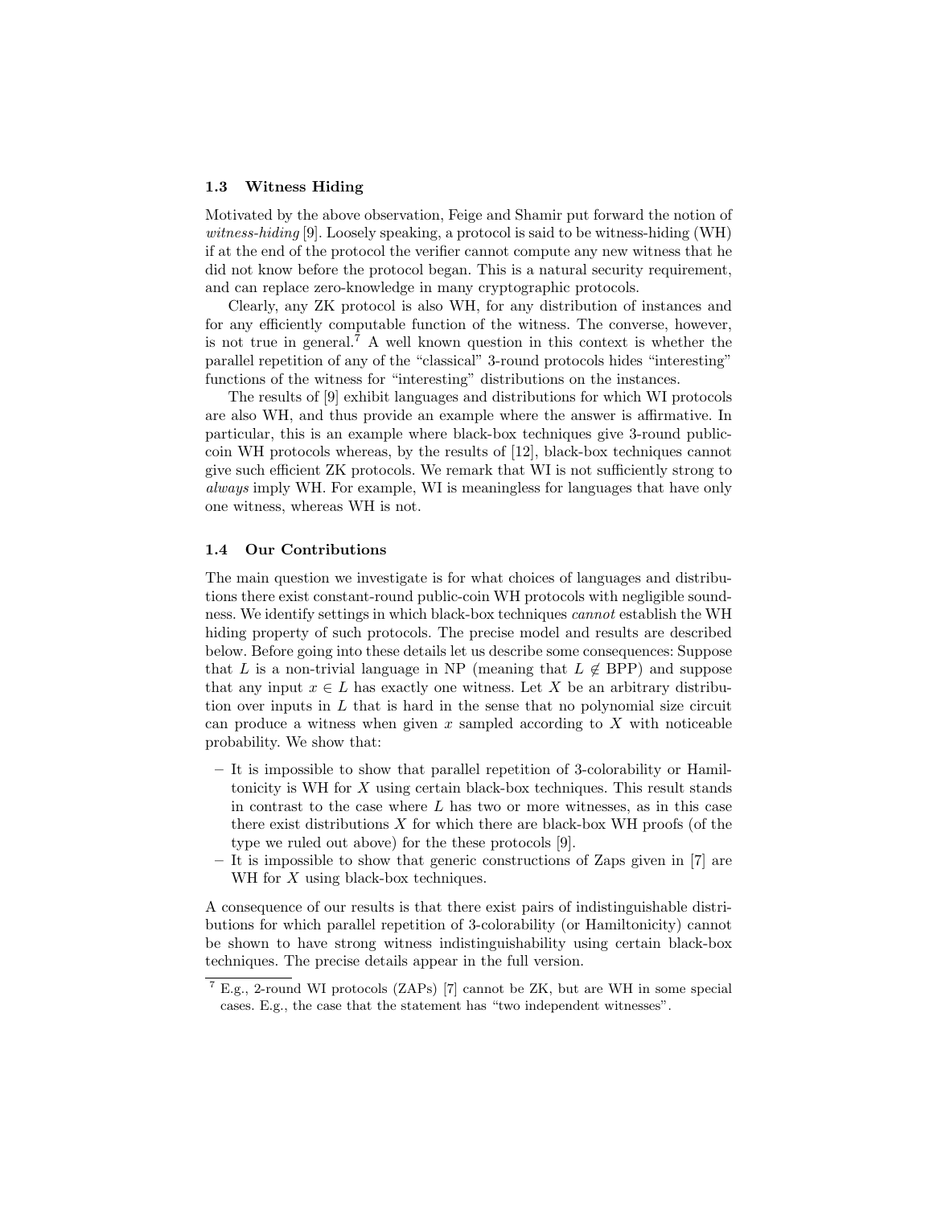### 1.3 Witness Hiding

Motivated by the above observation, Feige and Shamir put forward the notion of *witness-hiding* [9]. Loosely speaking, a protocol is said to be witness-hiding (WH) if at the end of the protocol the verifier cannot compute any new witness that he did not know before the protocol began. This is a natural security requirement, and can replace zero-knowledge in many cryptographic protocols.

Clearly, any ZK protocol is also WH, for any distribution of instances and for any efficiently computable function of the witness. The converse, however, is not true in general.[7] A well known question in this context is whether the parallel repetition of any of the "classical" 3-round protocols hides "interesting" functions of the witness for "interesting" distributions on the instances.

The results of [9] exhibit languages and distributions for which WI protocols are also WH, and thus provide an example where the answer is affirmative. In particular, this is an example where black-box techniques give 3-round public-coin WH protocols whereas, by the results of [12], black-box techniques cannot give such efficient ZK protocols. We remark that WI is not sufficiently strong to *always* imply WH. For example, WI is meaningless for languages that have only one witness, whereas WH is not.

### 1.4 Our Contributions

The main question we investigate is for what choices of languages and distributions there exist constant-round public-coin WH protocols with negligible soundness. We identify settings in which black-box techniques *cannot* establish the WH hiding property of such protocols. The precise model and results are described below. Before going into these details let us describe some consequences: Suppose that $L$ is a non-trivial language in NP (meaning that $L \notin$ BPP) and suppose that any input $x \in L$ has exactly one witness. Let $X$ be an arbitrary distribution over inputs in $L$ that is hard in the sense that no polynomial size circuit can produce a witness when given $x$ sampled according to $X$ with noticeable probability. We show that:

- It is impossible to show that parallel repetition of 3-colorability or Hamiltonicity is WH for $X$ using certain black-box techniques. This result stands in contrast to the case where $L$ has two or more witnesses, as in this case there exist distributions $X$ for which there are black-box WH proofs (of the type we ruled out above) for the these protocols [9].
- It is impossible to show that generic constructions of Zaps given in [7] are WH for $X$ using black-box techniques.

A consequence of our results is that there exist pairs of indistinguishable distributions for which parallel repetition of 3-colorability (or Hamiltonicity) cannot be shown to have strong witness indistinguishability using certain black-box techniques. The precise details appear in the full version.

[7] E.g., 2-round WI protocols (ZAPs) [7] cannot be ZK, but are WH in some special cases. E.g., the case that the statement has "two independent witnesses".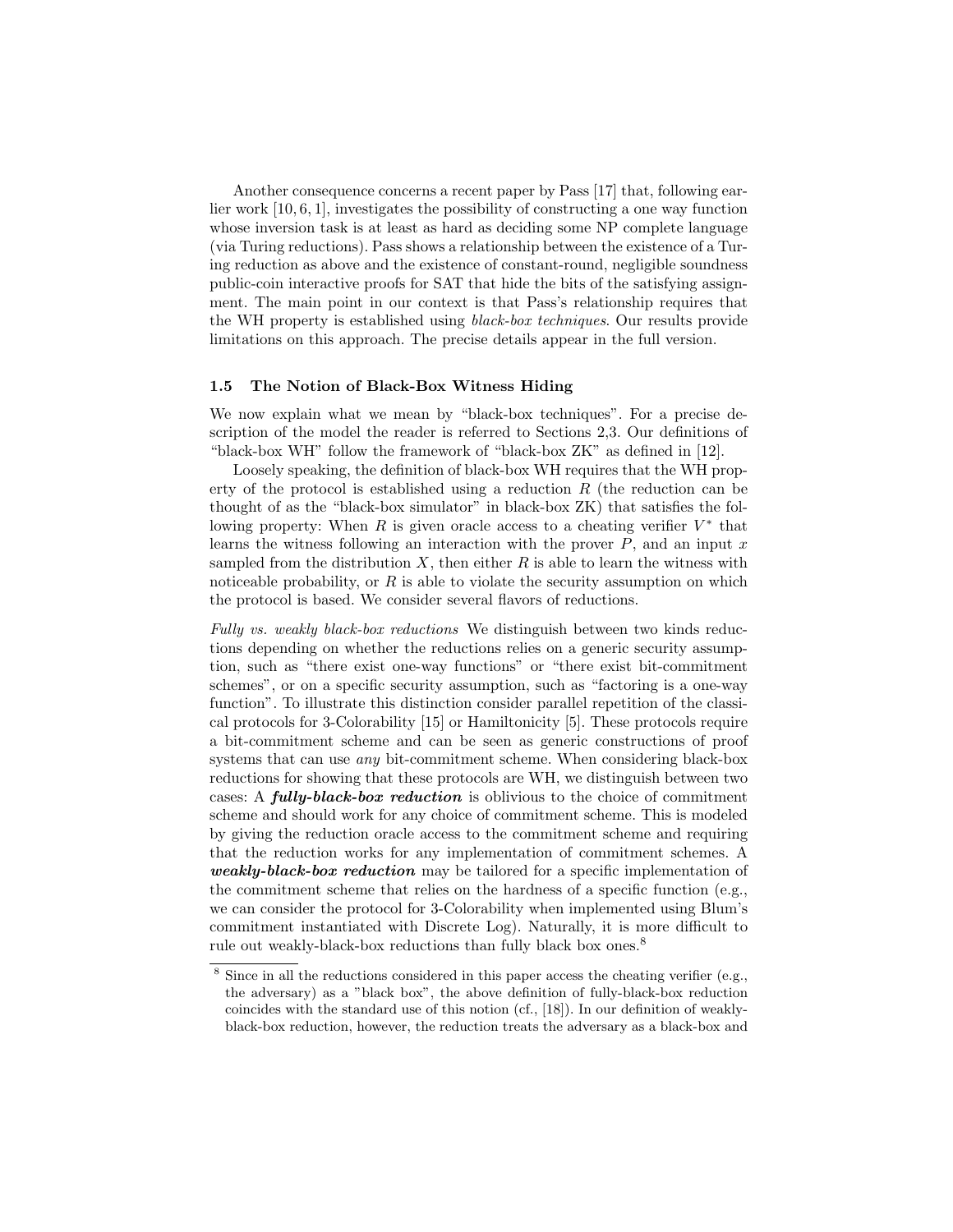Another consequence concerns a recent paper by Pass [17] that, following earlier work [10, 6, 1], investigates the possibility of constructing a one way function whose inversion task is at least as hard as deciding some NP complete language (via Turing reductions). Pass shows a relationship between the existence of a Turing reduction as above and the existence of constant-round, negligible soundness public-coin interactive proofs for SAT that hide the bits of the satisfying assignment. The main point in our context is that Pass's relationship requires that the WH property is established using *black-box techniques*. Our results provide limitations on this approach. The precise details appear in the full version.

### 1.5 The Notion of Black-Box Witness Hiding

We now explain what we mean by "black-box techniques". For a precise description of the model the reader is referred to Sections 2,3. Our definitions of "black-box WH" follow the framework of "black-box ZK" as defined in [12].

Loosely speaking, the definition of black-box WH requires that the WH property of the protocol is established using a reduction $R$ (the reduction can be thought of as the "black-box simulator" in black-box ZK) that satisfies the following property: When $R$ is given oracle access to a cheating verifier $V^*$ that learns the witness following an interaction with the prover $P$, and an input $x$ sampled from the distribution $X$, then either $R$ is able to learn the witness with noticeable probability, or $R$ is able to violate the security assumption on which the protocol is based. We consider several flavors of reductions.

*Fully vs. weakly black-box reductions* We distinguish between two kinds reductions depending on whether the reductions relies on a generic security assumption, such as "there exist one-way functions" or "there exist bit-commitment schemes", or on a specific security assumption, such as "factoring is a one-way function". To illustrate this distinction consider parallel repetition of the classical protocols for 3-Colorability [15] or Hamiltonicity [5]. These protocols require a bit-commitment scheme and can be seen as generic constructions of proof systems that can use *any* bit-commitment scheme. When considering black-box reductions for showing that these protocols are WH, we distinguish between two cases: A ***fully-black-box reduction*** is oblivious to the choice of commitment scheme and should work for any choice of commitment scheme. This is modeled by giving the reduction oracle access to the commitment scheme and requiring that the reduction works for any implementation of commitment schemes. A ***weakly-black-box reduction*** may be tailored for a specific implementation of the commitment scheme that relies on the hardness of a specific function (e.g., we can consider the protocol for 3-Colorability when implemented using Blum's commitment instantiated with Discrete Log). Naturally, it is more difficult to rule out weakly-black-box reductions than fully black box ones.[8]

[8] Since in all the reductions considered in this paper access the cheating verifier (e.g., the adversary) as a "black box", the above definition of fully-black-box reduction coincides with the standard use of this notion (cf., [18]). In our definition of weakly-black-box reduction, however, the reduction treats the adversary as a black-box and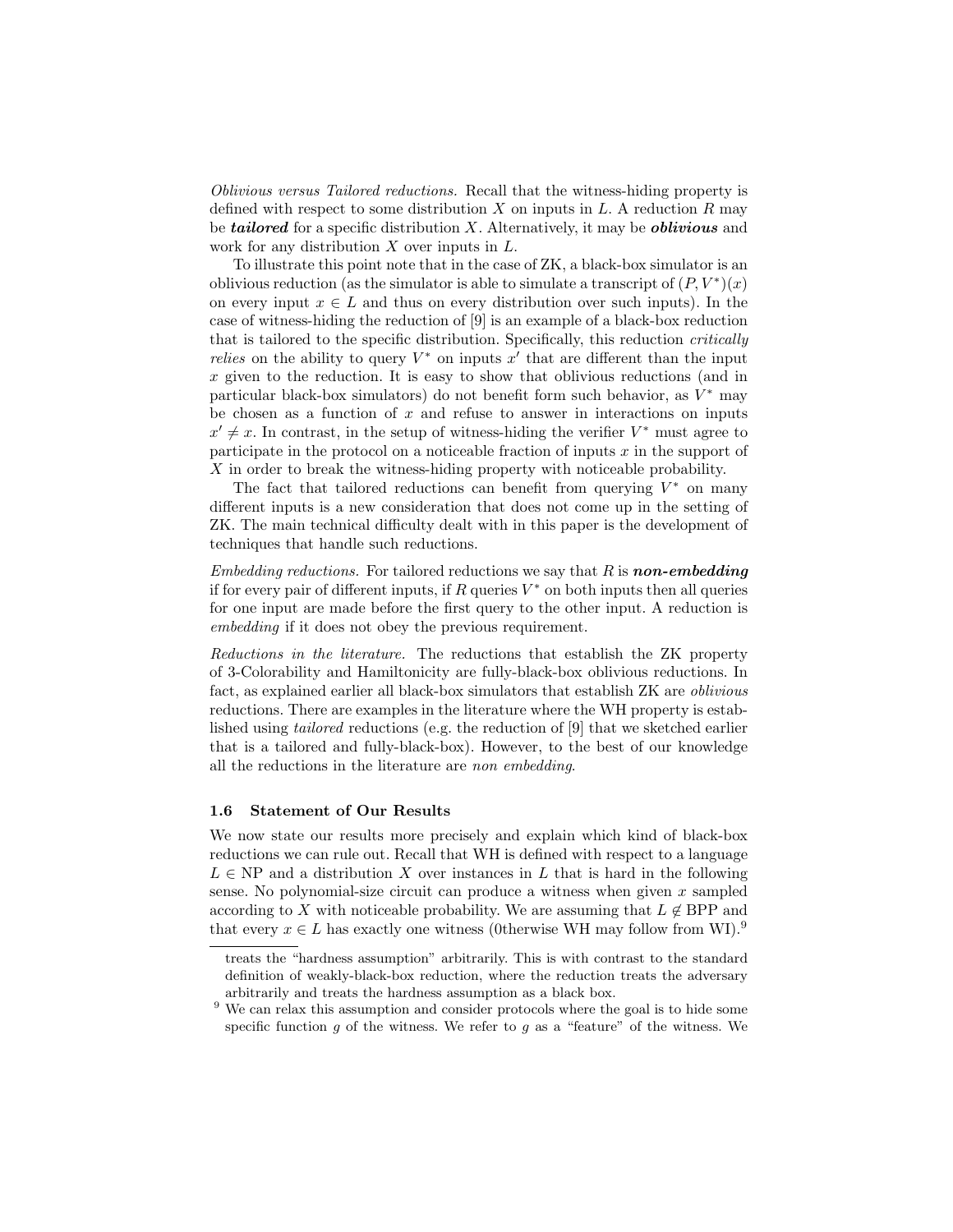*Oblivious versus Tailored reductions.* Recall that the witness-hiding property is defined with respect to some distribution $X$ on inputs in $L$. A reduction $R$ may be ***tailored*** for a specific distribution $X$. Alternatively, it may be ***oblivious*** and work for any distribution $X$ over inputs in $L$.

To illustrate this point note that in the case of ZK, a black-box simulator is an oblivious reduction (as the simulator is able to simulate a transcript of $(P, V^*)(x)$ on every input $x \in L$ and thus on every distribution over such inputs). In the case of witness-hiding the reduction of [9] is an example of a black-box reduction that is tailored to the specific distribution. Specifically, this reduction *critically relies* on the ability to query $V^*$ on inputs $x'$ that are different than the input $x$ given to the reduction. It is easy to show that oblivious reductions (and in particular black-box simulators) do not benefit form such behavior, as $V^*$ may be chosen as a function of $x$ and refuse to answer in interactions on inputs $x' \neq x$. In contrast, in the setup of witness-hiding the verifier $V^*$ must agree to participate in the protocol on a noticeable fraction of inputs $x$ in the support of $X$ in order to break the witness-hiding property with noticeable probability.

The fact that tailored reductions can benefit from querying $V^*$ on many different inputs is a new consideration that does not come up in the setting of ZK. The main technical difficulty dealt with in this paper is the development of techniques that handle such reductions.

*Embedding reductions.* For tailored reductions we say that $R$ is ***non-embedding*** if for every pair of different inputs, if $R$ queries $V^*$ on both inputs then all queries for one input are made before the first query to the other input. A reduction is *embedding* if it does not obey the previous requirement.

*Reductions in the literature.* The reductions that establish the ZK property of 3-Colorability and Hamiltonicity are fully-black-box oblivious reductions. In fact, as explained earlier all black-box simulators that establish ZK are *oblivious* reductions. There are examples in the literature where the WH property is established using *tailored* reductions (e.g. the reduction of [9] that we sketched earlier that is a tailored and fully-black-box). However, to the best of our knowledge all the reductions in the literature are *non embedding*.

### 1.6 Statement of Our Results

We now state our results more precisely and explain which kind of black-box reductions we can rule out. Recall that WH is defined with respect to a language $L \in \text{NP}$ and a distribution $X$ over instances in $L$ that is hard in the following sense. No polynomial-size circuit can produce a witness when given $x$ sampled according to $X$ with noticeable probability. We are assuming that $L \notin \text{BPP}$ and that every $x \in L$ has exactly one witness (0therwise WH may follow from WI).[9]

treats the "hardness assumption" arbitrarily. This is with contrast to the standard definition of weakly-black-box reduction, where the reduction treats the adversary arbitrarily and treats the hardness assumption as a black box.

[9] We can relax this assumption and consider protocols where the goal is to hide some specific function $g$ of the witness. We refer to $g$ as a "feature" of the witness. We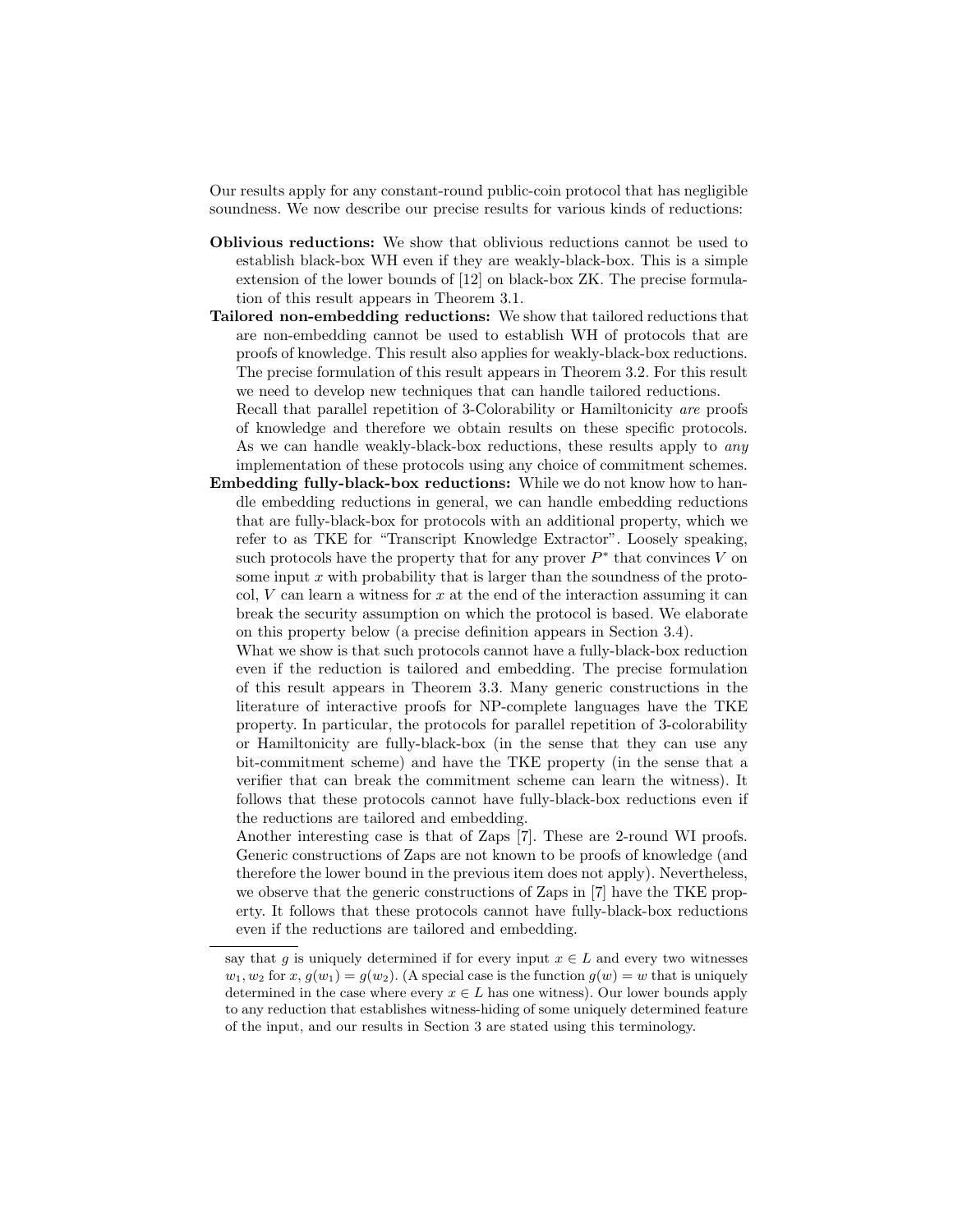Our results apply for any constant-round public-coin protocol that has negligible soundness. We now describe our precise results for various kinds of reductions:

- **Oblivious reductions:** We show that oblivious reductions cannot be used to establish black-box WH even if they are weakly-black-box. This is a simple extension of the lower bounds of [12] on black-box ZK. The precise formulation of this result appears in Theorem 3.1.
- **Tailored non-embedding reductions:** We show that tailored reductions that are non-embedding cannot be used to establish WH of protocols that are proofs of knowledge. This result also applies for weakly-black-box reductions. The precise formulation of this result appears in Theorem 3.2. For this result we need to develop new techniques that can handle tailored reductions.

  Recall that parallel repetition of 3-Colorability or Hamiltonicity *are* proofs of knowledge and therefore we obtain results on these specific protocols. As we can handle weakly-black-box reductions, these results apply to *any* implementation of these protocols using any choice of commitment schemes.
- **Embedding fully-black-box reductions:** While we do not know how to handle embedding reductions in general, we can handle embedding reductions that are fully-black-box for protocols with an additional property, which we refer to as TKE for "Transcript Knowledge Extractor". Loosely speaking, such protocols have the property that for any prover $P^*$ that convinces $V$ on some input $x$ with probability that is larger than the soundness of the protocol, $V$ can learn a witness for $x$ at the end of the interaction assuming it can break the security assumption on which the protocol is based. We elaborate on this property below (a precise definition appears in Section 3.4).

  What we show is that such protocols cannot have a fully-black-box reduction even if the reduction is tailored and embedding. The precise formulation of this result appears in Theorem 3.3. Many generic constructions in the literature of interactive proofs for NP-complete languages have the TKE property. In particular, the protocols for parallel repetition of 3-colorability or Hamiltonicity are fully-black-box (in the sense that they can use any bit-commitment scheme) and have the TKE property (in the sense that a verifier that can break the commitment scheme can learn the witness). It follows that these protocols cannot have fully-black-box reductions even if the reductions are tailored and embedding.

  Another interesting case is that of Zaps [7]. These are 2-round WI proofs. Generic constructions of Zaps are not known to be proofs of knowledge (and therefore the lower bound in the previous item does not apply). Nevertheless, we observe that the generic constructions of Zaps in [7] have the TKE property. It follows that these protocols cannot have fully-black-box reductions even if the reductions are tailored and embedding.

---

say that $g$ is uniquely determined if for every input $x \in L$ and every two witnesses $w_1, w_2$ for $x$, $g(w_1) = g(w_2)$. (A special case is the function $g(w) = w$ that is uniquely determined in the case where every $x \in L$ has one witness). Our lower bounds apply to any reduction that establishes witness-hiding of some uniquely determined feature of the input, and our results in Section 3 are stated using this terminology.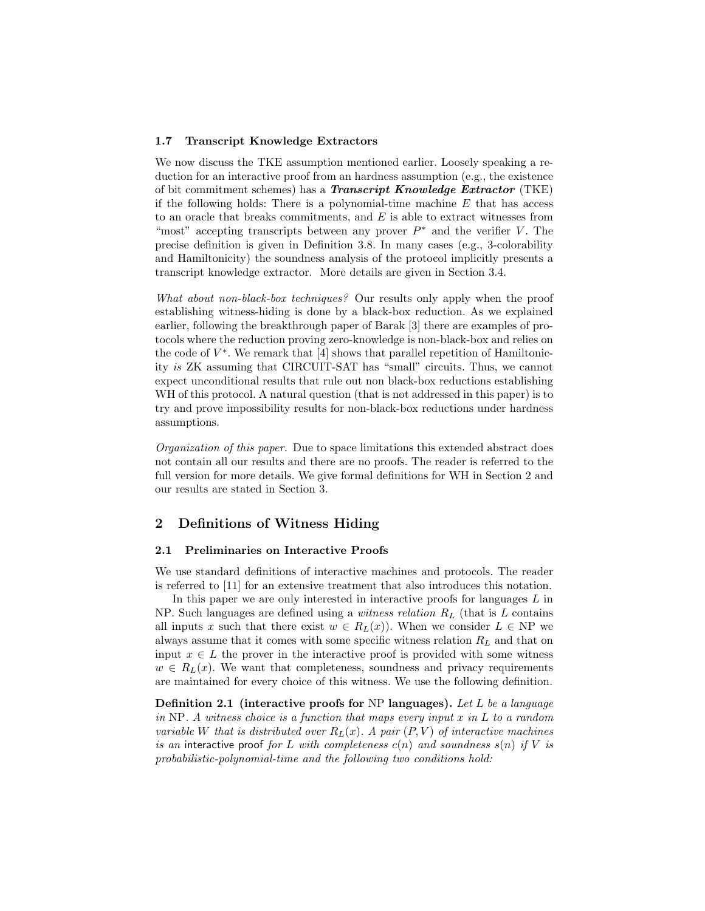### 1.7 Transcript Knowledge Extractors

We now discuss the TKE assumption mentioned earlier. Loosely speaking a reduction for an interactive proof from an hardness assumption (e.g., the existence of bit commitment schemes) has a ***Transcript Knowledge Extractor*** (TKE) if the following holds: There is a polynomial-time machine $E$ that has access to an oracle that breaks commitments, and $E$ is able to extract witnesses from "most" accepting transcripts between any prover $P^*$ and the verifier $V$. The precise definition is given in Definition 3.8. In many cases (e.g., 3-colorability and Hamiltonicity) the soundness analysis of the protocol implicitly presents a transcript knowledge extractor. More details are given in Section 3.4.

*What about non-black-box techniques?* Our results only apply when the proof establishing witness-hiding is done by a black-box reduction. As we explained earlier, following the breakthrough paper of Barak [3] there are examples of protocols where the reduction proving zero-knowledge is non-black-box and relies on the code of $V^*$. We remark that [4] shows that parallel repetition of Hamiltonicity *is* ZK assuming that CIRCUIT-SAT has "small" circuits. Thus, we cannot expect unconditional results that rule out non black-box reductions establishing WH of this protocol. A natural question (that is not addressed in this paper) is to try and prove impossibility results for non-black-box reductions under hardness assumptions.

*Organization of this paper.* Due to space limitations this extended abstract does not contain all our results and there are no proofs. The reader is referred to the full version for more details. We give formal definitions for WH in Section 2 and our results are stated in Section 3.

## 2 Definitions of Witness Hiding

### 2.1 Preliminaries on Interactive Proofs

We use standard definitions of interactive machines and protocols. The reader is referred to [11] for an extensive treatment that also introduces this notation.

In this paper we are only interested in interactive proofs for languages $L$ in NP. Such languages are defined using a *witness relation* $R_L$ (that is $L$ contains all inputs $x$ such that there exist $w \in R_L(x)$). When we consider $L \in \mathrm{NP}$ we always assume that it comes with some specific witness relation $R_L$ and that on input $x \in L$ the prover in the interactive proof is provided with some witness $w \in R_L(x)$. We want that completeness, soundness and privacy requirements are maintained for every choice of this witness. We use the following definition.

**Definition 2.1 (interactive proofs for NP languages).** *Let $L$ be a language in NP. A witness choice is a function that maps every input $x$ in $L$ to a random variable $W$ that is distributed over $R_L(x)$. A pair $(P, V)$ of interactive machines is an* interactive proof *for $L$ with completeness $c(n)$ and soundness $s(n)$ if $V$ is probabilistic-polynomial-time and the following two conditions hold:*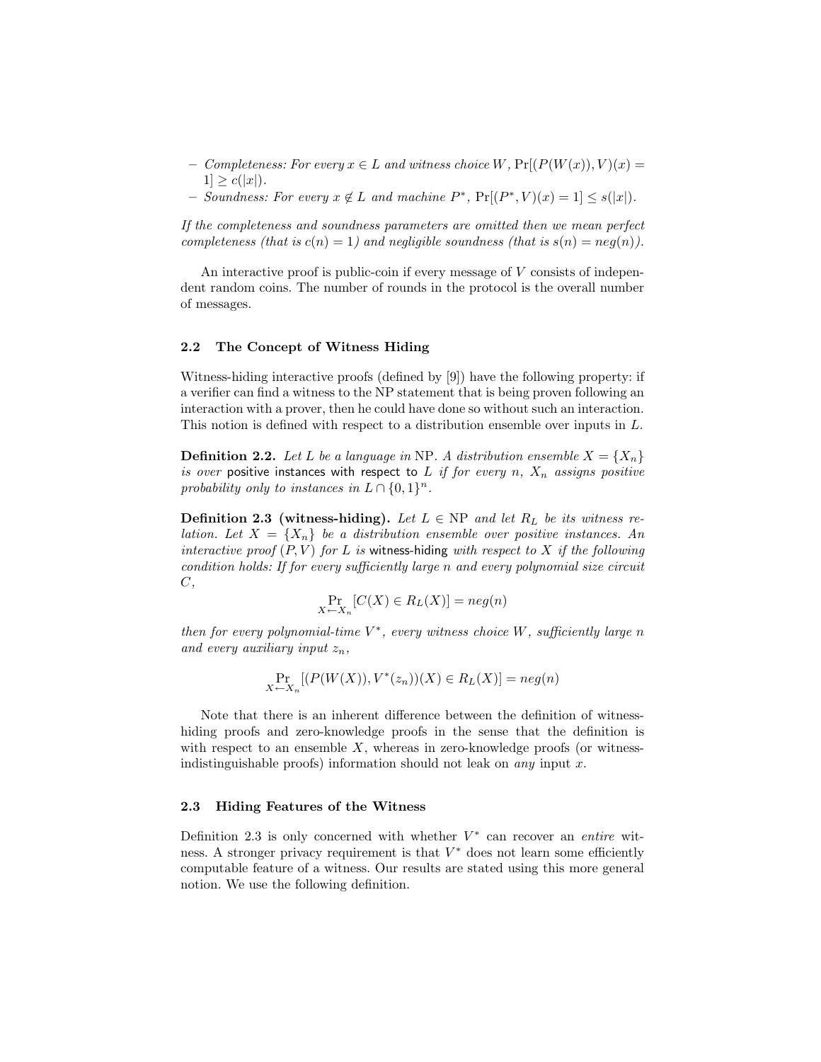– *Completeness: For every $x \in L$ and witness choice $W$,* $\Pr[(P(W(x)), V)(x) = 1] \geq c(|x|)$.
– *Soundness: For every $x \notin L$ and machine $P^*$,* $\Pr[(P^*, V)(x) = 1] \leq s(|x|)$.

*If the completeness and soundness parameters are omitted then we mean perfect completeness (that is $c(n) = 1$) and negligible soundness (that is $s(n) = neg(n)$).*

An interactive proof is public-coin if every message of $V$ consists of independent random coins. The number of rounds in the protocol is the overall number of messages.

### 2.2 The Concept of Witness Hiding

Witness-hiding interactive proofs (defined by [9]) have the following property: if a verifier can find a witness to the NP statement that is being proven following an interaction with a prover, then he could have done so without such an interaction. This notion is defined with respect to a distribution ensemble over inputs in $L$.

**Definition 2.2.** *Let $L$ be a language in* NP*. A distribution ensemble $X = \{X_n\}$ is over* positive instances with respect to $L$ *if for every $n$, $X_n$ assigns positive probability only to instances in $L \cap \{0,1\}^n$.*

**Definition 2.3 (witness-hiding).** *Let $L \in$ NP and let $R_L$ be its witness relation. Let $X = \{X_n\}$ be a distribution ensemble over positive instances. An interactive proof $(P, V)$ for $L$ is* witness-hiding *with respect to $X$ if the following condition holds: If for every sufficiently large $n$ and every polynomial size circuit $C$,*

$$\Pr_{X \leftarrow X_n}[C(X) \in R_L(X)] = neg(n)$$

*then for every polynomial-time $V^*$, every witness choice $W$, sufficiently large $n$ and every auxiliary input $z_n$,*

$$\Pr_{X \leftarrow X_n}[(P(W(X)), V^*(z_n))(X) \in R_L(X)] = neg(n)$$

Note that there is an inherent difference between the definition of witness-hiding proofs and zero-knowledge proofs in the sense that the definition is with respect to an ensemble $X$, whereas in zero-knowledge proofs (or witness-indistinguishable proofs) information should not leak on *any* input $x$.

### 2.3 Hiding Features of the Witness

Definition 2.3 is only concerned with whether $V^*$ can recover an *entire* witness. A stronger privacy requirement is that $V^*$ does not learn some efficiently computable feature of a witness. Our results are stated using this more general notion. We use the following definition.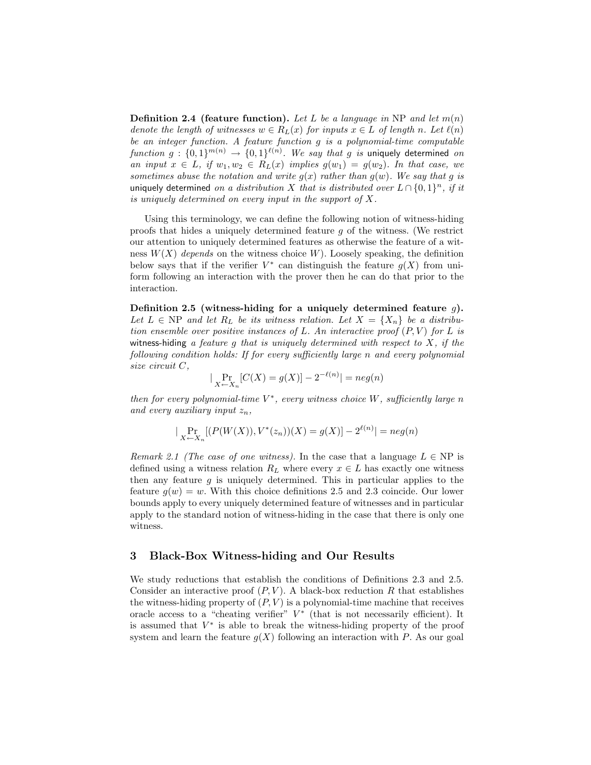**Definition 2.4 (feature function).** *Let $L$ be a language in NP and let $m(n)$ denote the length of witnesses $w \in R_L(x)$ for inputs $x \in L$ of length $n$. Let $\ell(n)$ be an integer function. A feature function $g$ is a polynomial-time computable function $g : \{0,1\}^{m(n)} \to \{0,1\}^{\ell(n)}$. We say that $g$ is* uniquely determined *on an input $x \in L$, if $w_1, w_2 \in R_L(x)$ implies $g(w_1) = g(w_2)$. In that case, we sometimes abuse the notation and write $g(x)$ rather than $g(w)$. We say that $g$ is* uniquely determined *on a distribution $X$ that is distributed over $L \cap \{0,1\}^n$, if it is uniquely determined on every input in the support of $X$.*

Using this terminology, we can define the following notion of witness-hiding proofs that hides a uniquely determined feature $g$ of the witness. (We restrict our attention to uniquely determined features as otherwise the feature of a witness $W(X)$ *depends* on the witness choice $W$). Loosely speaking, the definition below says that if the verifier $V^*$ can distinguish the feature $g(X)$ from uniform following an interaction with the prover then he can do that prior to the interaction.

**Definition 2.5 (witness-hiding for a uniquely determined feature $g$).** *Let $L \in$ NP and let $R_L$ be its witness relation. Let $X = \{X_n\}$ be a distribution ensemble over positive instances of $L$. An interactive proof $(P, V)$ for $L$ is* witness-hiding *a feature $g$ that is uniquely determined with respect to $X$, if the following condition holds: If for every sufficiently large $n$ and every polynomial size circuit $C$,*

$$|\Pr_{X \leftarrow X_n}[C(X) = g(X)] - 2^{-\ell(n)}| = neg(n)$$

*then for every polynomial-time $V^*$, every witness choice $W$, sufficiently large $n$ and every auxiliary input $z_n$,*

$$|\Pr_{X \leftarrow X_n}[(P(W(X)), V^*(z_n))(X) = g(X)] - 2^{\ell(n)}| = neg(n)$$

*Remark 2.1 (The case of one witness).* In the case that a language $L \in$ NP is defined using a witness relation $R_L$ where every $x \in L$ has exactly one witness then any feature $g$ is uniquely determined. This in particular applies to the feature $g(w) = w$. With this choice definitions 2.5 and 2.3 coincide. Our lower bounds apply to every uniquely determined feature of witnesses and in particular apply to the standard notion of witness-hiding in the case that there is only one witness.

## 3 Black-Box Witness-hiding and Our Results

We study reductions that establish the conditions of Definitions 2.3 and 2.5. Consider an interactive proof $(P, V)$. A black-box reduction $R$ that establishes the witness-hiding property of $(P, V)$ is a polynomial-time machine that receives oracle access to a "cheating verifier" $V^*$ (that is not necessarily efficient). It is assumed that $V^*$ is able to break the witness-hiding property of the proof system and learn the feature $g(X)$ following an interaction with $P$. As our goal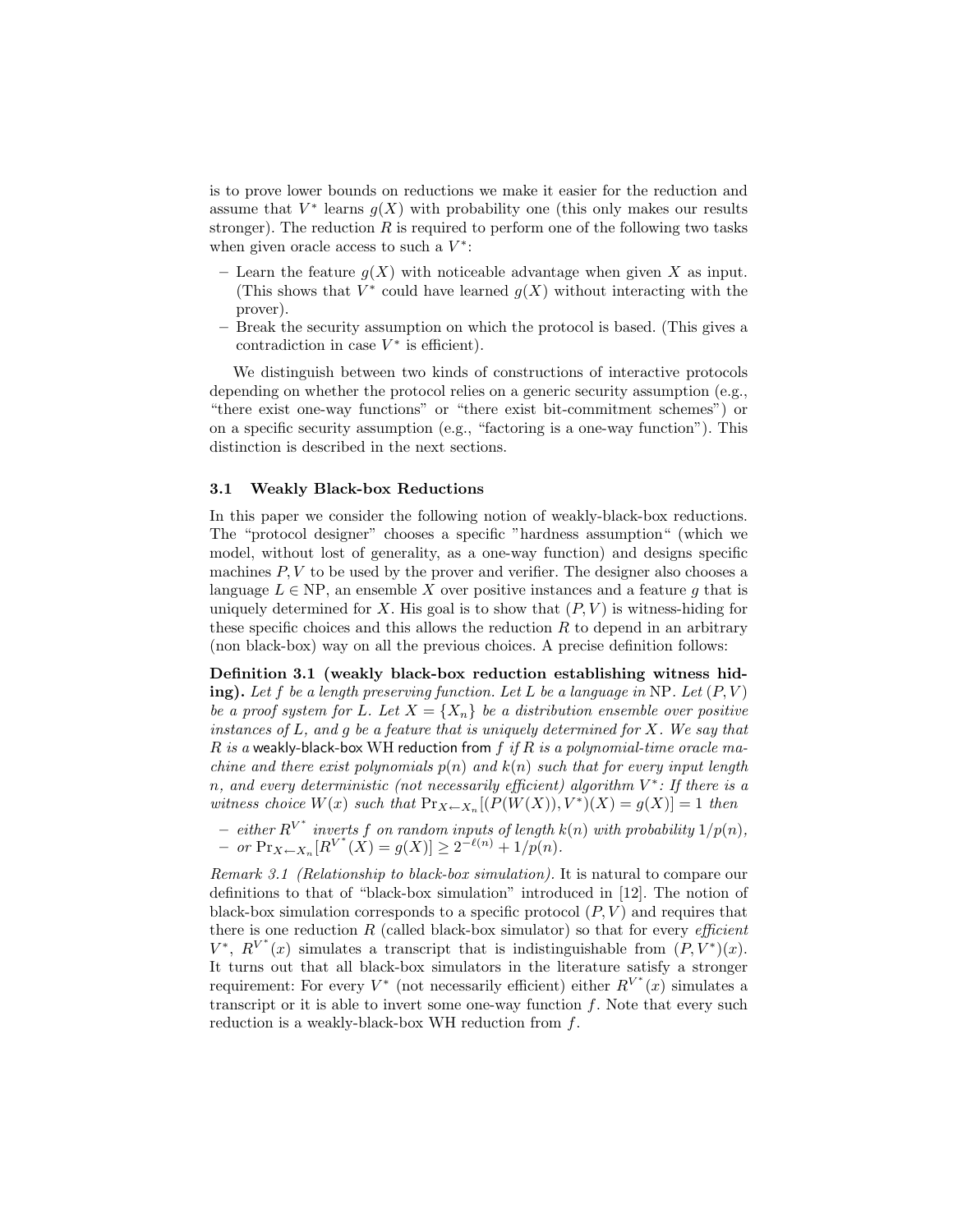is to prove lower bounds on reductions we make it easier for the reduction and assume that $V^*$ learns $g(X)$ with probability one (this only makes our results stronger). The reduction $R$ is required to perform one of the following two tasks when given oracle access to such a $V^*$:

- Learn the feature $g(X)$ with noticeable advantage when given $X$ as input. (This shows that $V^*$ could have learned $g(X)$ without interacting with the prover).
- Break the security assumption on which the protocol is based. (This gives a contradiction in case $V^*$ is efficient).

We distinguish between two kinds of constructions of interactive protocols depending on whether the protocol relies on a generic security assumption (e.g., "there exist one-way functions" or "there exist bit-commitment schemes") or on a specific security assumption (e.g., "factoring is a one-way function"). This distinction is described in the next sections.

### 3.1 Weakly Black-box Reductions

In this paper we consider the following notion of weakly-black-box reductions. The "protocol designer" chooses a specific "hardness assumption" (which we model, without lost of generality, as a one-way function) and designs specific machines $P, V$ to be used by the prover and verifier. The designer also chooses a language $L \in \mathrm{NP}$, an ensemble $X$ over positive instances and a feature $g$ that is uniquely determined for $X$. His goal is to show that $(P, V)$ is witness-hiding for these specific choices and this allows the reduction $R$ to depend in an arbitrary (non black-box) way on all the previous choices. A precise definition follows:

**Definition 3.1 (weakly black-box reduction establishing witness hiding).** *Let $f$ be a length preserving function. Let $L$ be a language in* NP. *Let $(P, V)$ be a proof system for $L$. Let $X = \{X_n\}$ be a distribution ensemble over positive instances of $L$, and $g$ be a feature that is uniquely determined for $X$. We say that $R$ is a* weakly-black-box WH reduction from *$f$ if $R$ is a polynomial-time oracle machine and there exist polynomials $p(n)$ and $k(n)$ such that for every input length $n$, and every deterministic (not necessarily efficient) algorithm $V^*$: If there is a witness choice $W(x)$ such that $\Pr_{X \leftarrow X_n}[(P(W(X)), V^*)(X) = g(X)] = 1$ then*

- *either $R^{V^*}$ inverts $f$ on random inputs of length $k(n)$ with probability $1/p(n)$,*
- *or $\Pr_{X \leftarrow X_n}[R^{V^*}(X) = g(X)] \geq 2^{-\ell(n)} + 1/p(n)$.*

*Remark 3.1 (Relationship to black-box simulation).* It is natural to compare our definitions to that of "black-box simulation" introduced in [12]. The notion of black-box simulation corresponds to a specific protocol $(P, V)$ and requires that there is one reduction $R$ (called black-box simulator) so that for every *efficient* $V^*$, $R^{V^*}(x)$ simulates a transcript that is indistinguishable from $(P, V^*)(x)$. It turns out that all black-box simulators in the literature satisfy a stronger requirement: For every $V^*$ (not necessarily efficient) either $R^{V^*}(x)$ simulates a transcript or it is able to invert some one-way function $f$. Note that every such reduction is a weakly-black-box WH reduction from $f$.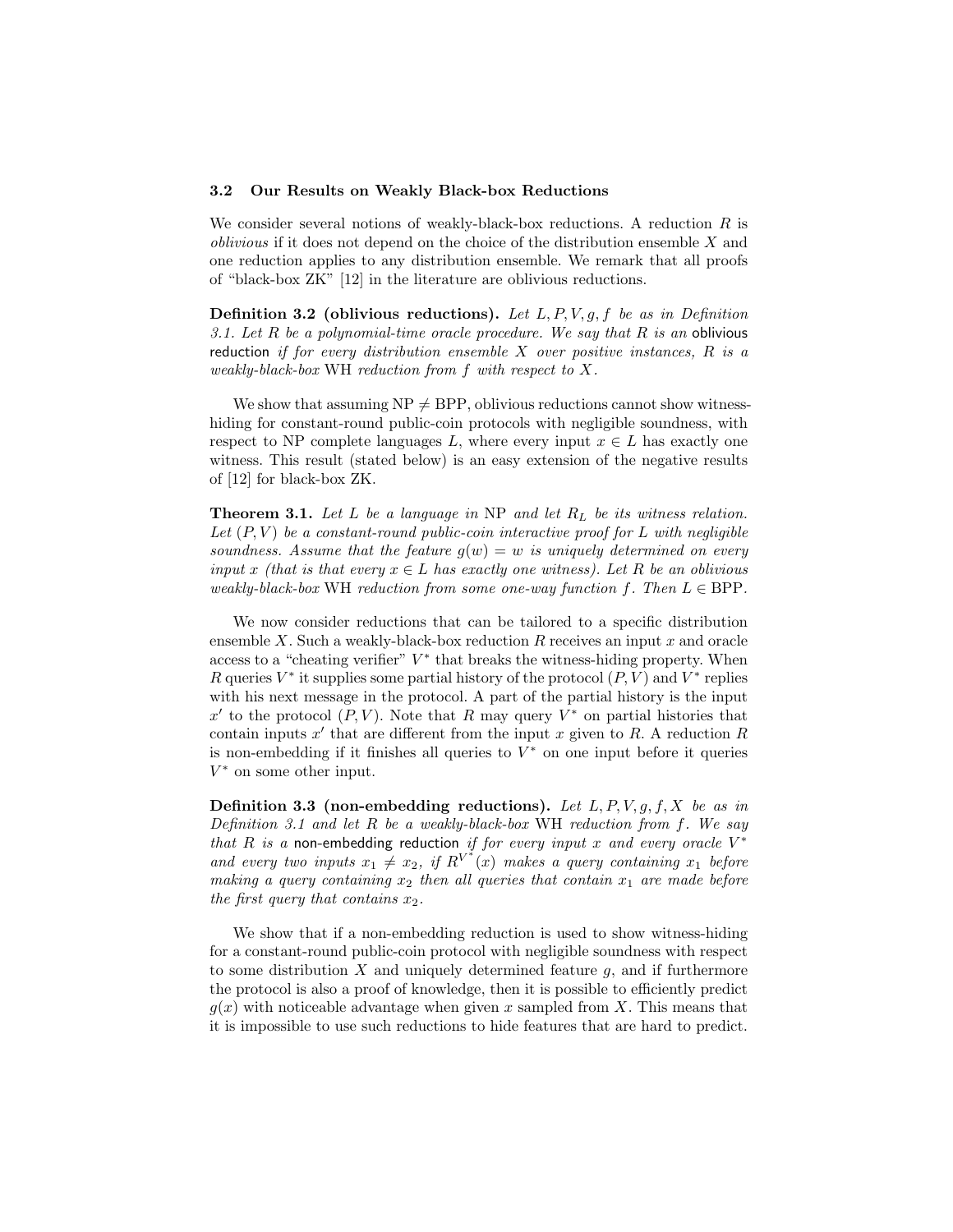### 3.2 Our Results on Weakly Black-box Reductions

We consider several notions of weakly-black-box reductions. A reduction $R$ is *oblivious* if it does not depend on the choice of the distribution ensemble $X$ and one reduction applies to any distribution ensemble. We remark that all proofs of "black-box ZK" [12] in the literature are oblivious reductions.

**Definition 3.2 (oblivious reductions).** *Let $L, P, V, g, f$ be as in Definition 3.1. Let $R$ be a polynomial-time oracle procedure. We say that $R$ is an* oblivious reduction *if for every distribution ensemble $X$ over positive instances, $R$ is a weakly-black-box* WH *reduction from $f$ with respect to $X$.*

We show that assuming $\mathrm{NP} \neq \mathrm{BPP}$, oblivious reductions cannot show witness-hiding for constant-round public-coin protocols with negligible soundness, with respect to NP complete languages $L$, where every input $x \in L$ has exactly one witness. This result (stated below) is an easy extension of the negative results of [12] for black-box ZK.

**Theorem 3.1.** *Let $L$ be a language in* NP *and let $R_L$ be its witness relation. Let $(P, V)$ be a constant-round public-coin interactive proof for $L$ with negligible soundness. Assume that the feature $g(w) = w$ is uniquely determined on every input $x$ (that is that every $x \in L$ has exactly one witness). Let $R$ be an oblivious weakly-black-box* WH *reduction from some one-way function $f$. Then $L \in \mathrm{BPP}$.*

We now consider reductions that can be tailored to a specific distribution ensemble $X$. Such a weakly-black-box reduction $R$ receives an input $x$ and oracle access to a "cheating verifier" $V^*$ that breaks the witness-hiding property. When $R$ queries $V^*$ it supplies some partial history of the protocol $(P, V)$ and $V^*$ replies with his next message in the protocol. A part of the partial history is the input $x'$ to the protocol $(P, V)$. Note that $R$ may query $V^*$ on partial histories that contain inputs $x'$ that are different from the input $x$ given to $R$. A reduction $R$ is non-embedding if it finishes all queries to $V^*$ on one input before it queries $V^*$ on some other input.

**Definition 3.3 (non-embedding reductions).** *Let $L, P, V, g, f, X$ be as in Definition 3.1 and let $R$ be a weakly-black-box* WH *reduction from $f$. We say that $R$ is a* non-embedding reduction *if for every input $x$ and every oracle $V^*$ and every two inputs $x_1 \neq x_2$, if $R^{V^*}(x)$ makes a query containing $x_1$ before making a query containing $x_2$ then all queries that contain $x_1$ are made before the first query that contains $x_2$.*

We show that if a non-embedding reduction is used to show witness-hiding for a constant-round public-coin protocol with negligible soundness with respect to some distribution $X$ and uniquely determined feature $g$, and if furthermore the protocol is also a proof of knowledge, then it is possible to efficiently predict $g(x)$ with noticeable advantage when given $x$ sampled from $X$. This means that it is impossible to use such reductions to hide features that are hard to predict.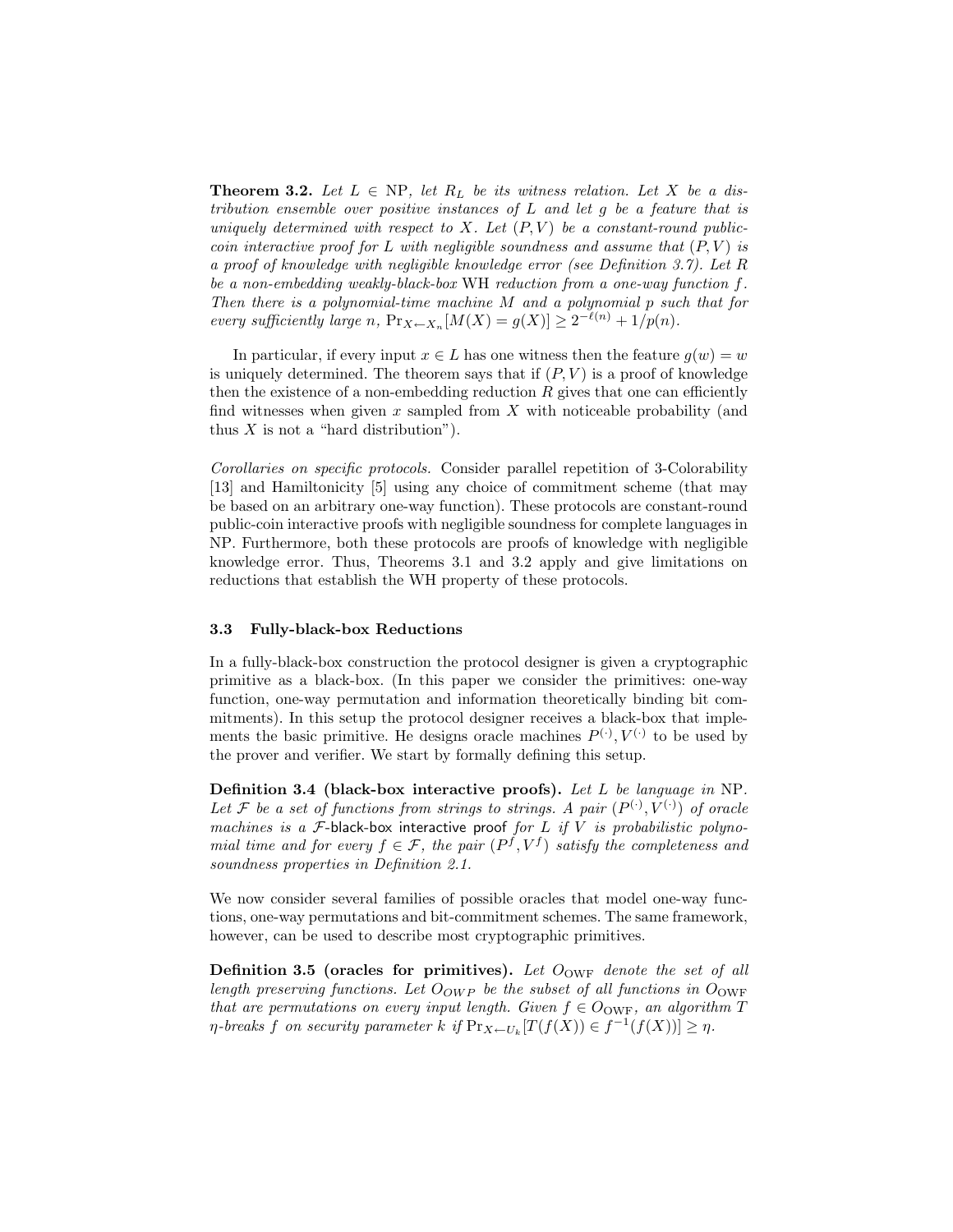**Theorem 3.2.** *Let $L \in \text{NP}$, let $R_L$ be its witness relation. Let $X$ be a distribution ensemble over positive instances of $L$ and let $g$ be a feature that is uniquely determined with respect to $X$. Let $(P, V)$ be a constant-round public-coin interactive proof for $L$ with negligible soundness and assume that $(P, V)$ is a proof of knowledge with negligible knowledge error (see Definition 3.7). Let $R$ be a non-embedding weakly-black-box* WH *reduction from a one-way function $f$. Then there is a polynomial-time machine $M$ and a polynomial $p$ such that for every sufficiently large $n$, $\Pr_{X \leftarrow X_n}[M(X) = g(X)] \geq 2^{-\ell(n)} + 1/p(n)$.*

In particular, if every input $x \in L$ has one witness then the feature $g(w) = w$ is uniquely determined. The theorem says that if $(P, V)$ is a proof of knowledge then the existence of a non-embedding reduction $R$ gives that one can efficiently find witnesses when given $x$ sampled from $X$ with noticeable probability (and thus $X$ is not a "hard distribution").

*Corollaries on specific protocols.* Consider parallel repetition of 3-Colorability [13] and Hamiltonicity [5] using any choice of commitment scheme (that may be based on an arbitrary one-way function). These protocols are constant-round public-coin interactive proofs with negligible soundness for complete languages in NP. Furthermore, both these protocols are proofs of knowledge with negligible knowledge error. Thus, Theorems 3.1 and 3.2 apply and give limitations on reductions that establish the WH property of these protocols.

### 3.3 Fully-black-box Reductions

In a fully-black-box construction the protocol designer is given a cryptographic primitive as a black-box. (In this paper we consider the primitives: one-way function, one-way permutation and information theoretically binding bit commitments). In this setup the protocol designer receives a black-box that implements the basic primitive. He designs oracle machines $P^{(\cdot)}, V^{(\cdot)}$ to be used by the prover and verifier. We start by formally defining this setup.

**Definition 3.4 (black-box interactive proofs).** *Let $L$ be language in* NP*. Let $\mathcal{F}$ be a set of functions from strings to strings. A pair $(P^{(\cdot)}, V^{(\cdot)})$ of oracle machines is a $\mathcal{F}$-*black-box interactive proof *for $L$ if $V$ is probabilistic polynomial time and for every $f \in \mathcal{F}$, the pair $(P^f, V^f)$ satisfy the completeness and soundness properties in Definition 2.1.*

We now consider several families of possible oracles that model one-way functions, one-way permutations and bit-commitment schemes. The same framework, however, can be used to describe most cryptographic primitives.

**Definition 3.5 (oracles for primitives).** *Let $O_{\text{OWF}}$ denote the set of all length preserving functions. Let $O_{OWP}$ be the subset of all functions in $O_{\text{OWF}}$ that are permutations on every input length. Given $f \in O_{\text{OWF}}$, an algorithm $T$ $\eta$-breaks $f$ on security parameter $k$ if $\Pr_{X \leftarrow U_k}[T(f(X)) \in f^{-1}(f(X))] \geq \eta$.*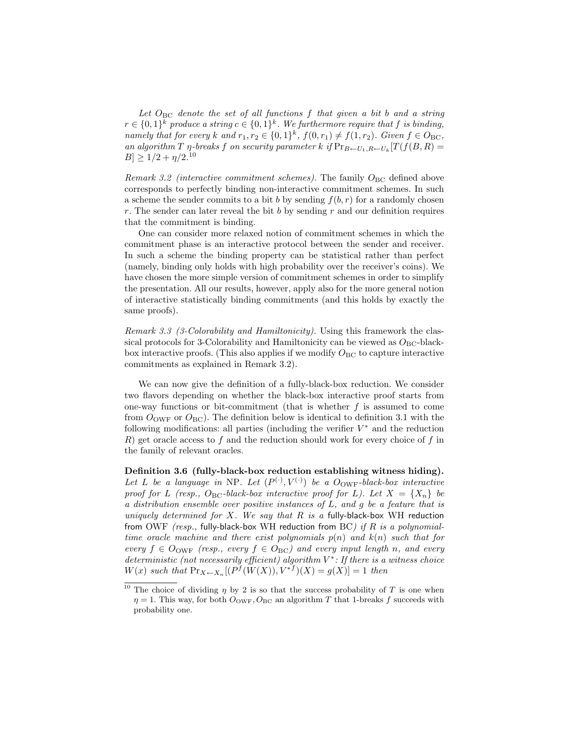*Let $O_{\text{BC}}$ denote the set of all functions $f$ that given a bit $b$ and a string $r \in \{0,1\}^k$ produce a string $c \in \{0,1\}^k$. We furthermore require that $f$ is binding, namely that for every $k$ and $r_1, r_2 \in \{0,1\}^k$, $f(0, r_1) \neq f(1, r_2)$. Given $f \in O_{\text{BC}}$, an algorithm $T$ $\eta$-breaks $f$ on security parameter $k$ if $\Pr_{B \leftarrow U_1, R \leftarrow U_k}[T(f(B,R) = B] \geq 1/2 + \eta/2$.*[10]

*Remark 3.2 (interactive commitment schemes).* The family $O_{\text{BC}}$ defined above corresponds to perfectly binding non-interactive commitment schemes. In such a scheme the sender commits to a bit $b$ by sending $f(b, r)$ for a randomly chosen $r$. The sender can later reveal the bit $b$ by sending $r$ and our definition requires that the commitment is binding.

One can consider more relaxed notion of commitment schemes in which the commitment phase is an interactive protocol between the sender and receiver. In such a scheme the binding property can be statistical rather than perfect (namely, binding only holds with high probability over the receiver's coins). We have chosen the more simple version of commitment schemes in order to simplify the presentation. All our results, however, apply also for the more general notion of interactive statistically binding commitments (and this holds by exactly the same proofs).

*Remark 3.3 (3-Colorability and Hamiltonicity).* Using this framework the classical protocols for 3-Colorability and Hamiltonicity can be viewed as $O_{\text{BC}}$-black-box interactive proofs. (This also applies if we modify $O_{\text{BC}}$ to capture interactive commitments as explained in Remark 3.2).

We can now give the definition of a fully-black-box reduction. We consider two flavors depending on whether the black-box interactive proof starts from one-way functions or bit-commitment (that is whether $f$ is assumed to come from $O_{\text{OWF}}$ or $O_{\text{BC}}$). The definition below is identical to definition 3.1 with the following modifications: all parties (including the verifier $V^*$ and the reduction $R$) get oracle access to $f$ and the reduction should work for every choice of $f$ in the family of relevant oracles.

**Definition 3.6 (fully-black-box reduction establishing witness hiding).** *Let $L$ be a language in NP. Let $(P^{(\cdot)}, V^{(\cdot)})$ be a $O_{\text{OWF}}$-black-box interactive proof for $L$ (resp., $O_{\text{BC}}$-black-box interactive proof for $L$). Let $X = \{X_n\}$ be a distribution ensemble over positive instances of $L$, and $g$ be a feature that is uniquely determined for $X$. We say that $R$ is a* fully-black-box WH reduction from OWF *(resp.,* fully-black-box WH reduction from BC*) if $R$ is a polynomial-time oracle machine and there exist polynomials $p(n)$ and $k(n)$ such that for every $f \in O_{\text{OWF}}$ (resp., every $f \in O_{\text{BC}}$) and every input length $n$, and every deterministic (not necessarily efficient) algorithm $V^*$: If there is a witness choice $W(x)$ such that $\Pr_{X \leftarrow X_n}[(P^f(W(X)), V^{*f})(X) = g(X)] = 1$ then*

[10] The choice of dividing $\eta$ by 2 is so that the success probability of $T$ is one when $\eta = 1$. This way, for both $O_{\text{OWF}}, O_{\text{BC}}$ an algorithm $T$ that 1-breaks $f$ succeeds with probability one.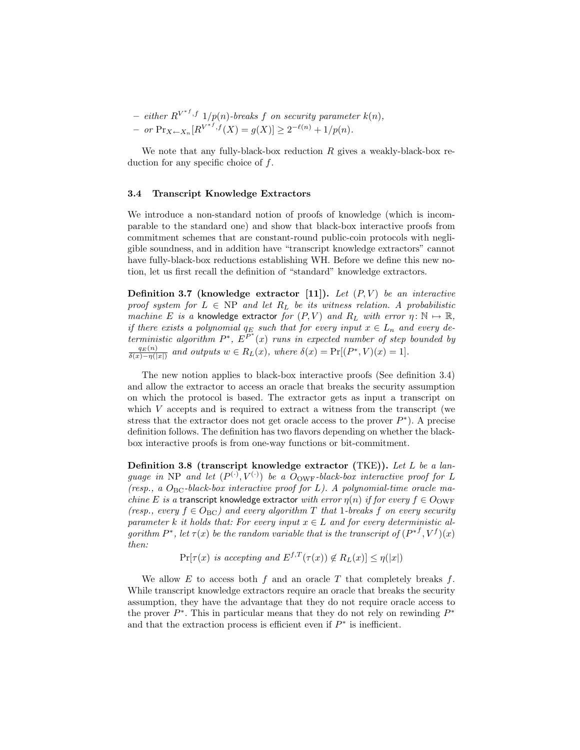– *either* $R^{V^{*f},f}$ $1/p(n)$*-breaks* $f$ *on security parameter* $k(n)$,
– *or* $\Pr_{X \leftarrow X_n}[R^{V^{*f},f}(X) = g(X)] \geq 2^{-\ell(n)} + 1/p(n)$.

We note that any fully-black-box reduction $R$ gives a weakly-black-box reduction for any specific choice of $f$.

### 3.4 Transcript Knowledge Extractors

We introduce a non-standard notion of proofs of knowledge (which is incomparable to the standard one) and show that black-box interactive proofs from commitment schemes that are constant-round public-coin protocols with negligible soundness, and in addition have "transcript knowledge extractors" cannot have fully-black-box reductions establishing WH. Before we define this new notion, let us first recall the definition of "standard" knowledge extractors.

**Definition 3.7 (knowledge extractor [11]).** *Let* $(P, V)$ *be an interactive proof system for* $L \in \mathrm{NP}$ *and let* $R_L$ *be its witness relation. A probabilistic machine* $E$ *is a* knowledge extractor *for* $(P, V)$ *and* $R_L$ *with error* $\eta \colon \mathbb{N} \mapsto \mathbb{R}$*, if there exists a polynomial* $q_E$ *such that for every input* $x \in L_n$ *and every deterministic algorithm* $P^*$, $E^{P^*}(x)$ *runs in expected number of step bounded by* $\frac{q_E(n)}{\delta(x) - \eta(|x|)}$ *and outputs* $w \in R_L(x)$*, where* $\delta(x) = \Pr[(P^*, V)(x) = 1]$.

The new notion applies to black-box interactive proofs (See definition 3.4) and allow the extractor to access an oracle that breaks the security assumption on which the protocol is based. The extractor gets as input a transcript on which $V$ accepts and is required to extract a witness from the transcript (we stress that the extractor does not get oracle access to the prover $P^*$). A precise definition follows. The definition has two flavors depending on whether the black-box interactive proofs is from one-way functions or bit-commitment.

**Definition 3.8 (transcript knowledge extractor (TKE)).** *Let* $L$ *be a language in* NP *and let* $(P^{(\cdot)}, V^{(\cdot)})$ *be a* $O_{\mathrm{OWF}}$*-black-box interactive proof for* $L$ *(resp., a* $O_{\mathrm{BC}}$*-black-box interactive proof for* $L$*). A polynomial-time oracle machine* $E$ *is a* transcript knowledge extractor *with error* $\eta(n)$ *if for every* $f \in O_{\mathrm{OWF}}$ *(resp., every* $f \in O_{\mathrm{BC}}$*) and every algorithm* $T$ *that* 1*-breaks* $f$ *on every security parameter* $k$ *it holds that: For every input* $x \in L$ *and for every deterministic algorithm* $P^*$*, let* $\tau(x)$ *be the random variable that is the transcript of* $(P^{*f}, V^f)(x)$ *then:*

$$\Pr[\tau(x) \text{ is accepting and } E^{f,T}(\tau(x)) \notin R_L(x)] \leq \eta(|x|)$$

We allow $E$ to access both $f$ and an oracle $T$ that completely breaks $f$. While transcript knowledge extractors require an oracle that breaks the security assumption, they have the advantage that they do not require oracle access to the prover $P^*$. This in particular means that they do not rely on rewinding $P^*$ and that the extraction process is efficient even if $P^*$ is inefficient.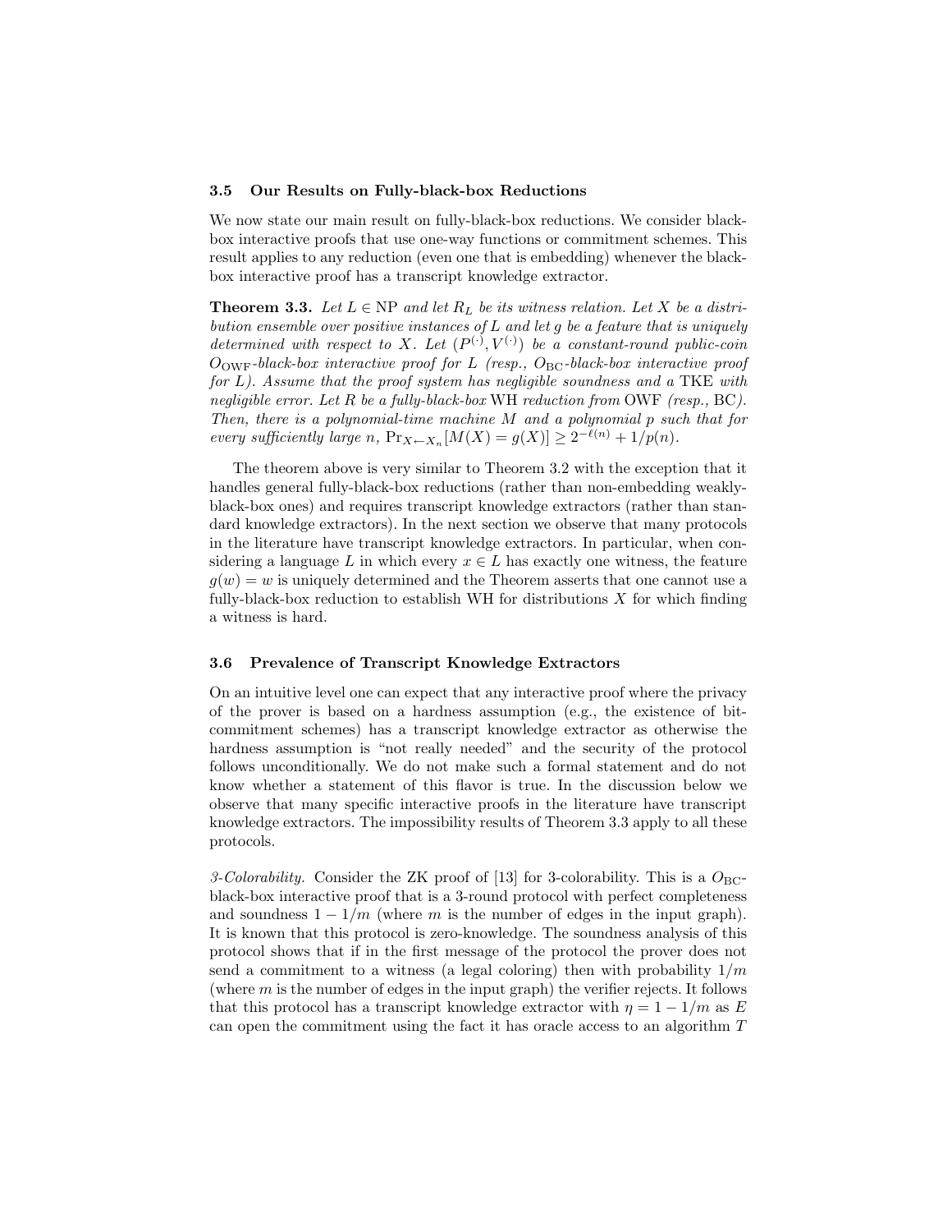### 3.5 Our Results on Fully-black-box Reductions

We now state our main result on fully-black-box reductions. We consider black-box interactive proofs that use one-way functions or commitment schemes. This result applies to any reduction (even one that is embedding) whenever the black-box interactive proof has a transcript knowledge extractor.

**Theorem 3.3.** *Let $L \in \mathrm{NP}$ and let $R_L$ be its witness relation. Let $X$ be a distribution ensemble over positive instances of $L$ and let $g$ be a feature that is uniquely determined with respect to $X$. Let $(P^{(\cdot)}, V^{(\cdot)})$ be a constant-round public-coin $O_{\mathrm{OWF}}$-black-box interactive proof for $L$ (resp., $O_{\mathrm{BC}}$-black-box interactive proof for $L$). Assume that the proof system has negligible soundness and a* TKE *with negligible error. Let $R$ be a fully-black-box* WH *reduction from* OWF *(resp.,* BC*). Then, there is a polynomial-time machine $M$ and a polynomial $p$ such that for every sufficiently large $n$, $\Pr_{X \leftarrow X_n}[M(X) = g(X)] \geq 2^{-\ell(n)} + 1/p(n)$.*

The theorem above is very similar to Theorem 3.2 with the exception that it handles general fully-black-box reductions (rather than non-embedding weakly-black-box ones) and requires transcript knowledge extractors (rather than standard knowledge extractors). In the next section we observe that many protocols in the literature have transcript knowledge extractors. In particular, when considering a language $L$ in which every $x \in L$ has exactly one witness, the feature $g(w) = w$ is uniquely determined and the Theorem asserts that one cannot use a fully-black-box reduction to establish WH for distributions $X$ for which finding a witness is hard.

### 3.6 Prevalence of Transcript Knowledge Extractors

On an intuitive level one can expect that any interactive proof where the privacy of the prover is based on a hardness assumption (e.g., the existence of bit-commitment schemes) has a transcript knowledge extractor as otherwise the hardness assumption is "not really needed" and the security of the protocol follows unconditionally. We do not make such a formal statement and do not know whether a statement of this flavor is true. In the discussion below we observe that many specific interactive proofs in the literature have transcript knowledge extractors. The impossibility results of Theorem 3.3 apply to all these protocols.

*3-Colorability.* Consider the ZK proof of [13] for 3-colorability. This is a $O_{\mathrm{BC}}$-black-box interactive proof that is a 3-round protocol with perfect completeness and soundness $1 - 1/m$ (where $m$ is the number of edges in the input graph). It is known that this protocol is zero-knowledge. The soundness analysis of this protocol shows that if in the first message of the protocol the prover does not send a commitment to a witness (a legal coloring) then with probability $1/m$ (where $m$ is the number of edges in the input graph) the verifier rejects. It follows that this protocol has a transcript knowledge extractor with $\eta = 1 - 1/m$ as $E$ can open the commitment using the fact it has oracle access to an algorithm $T$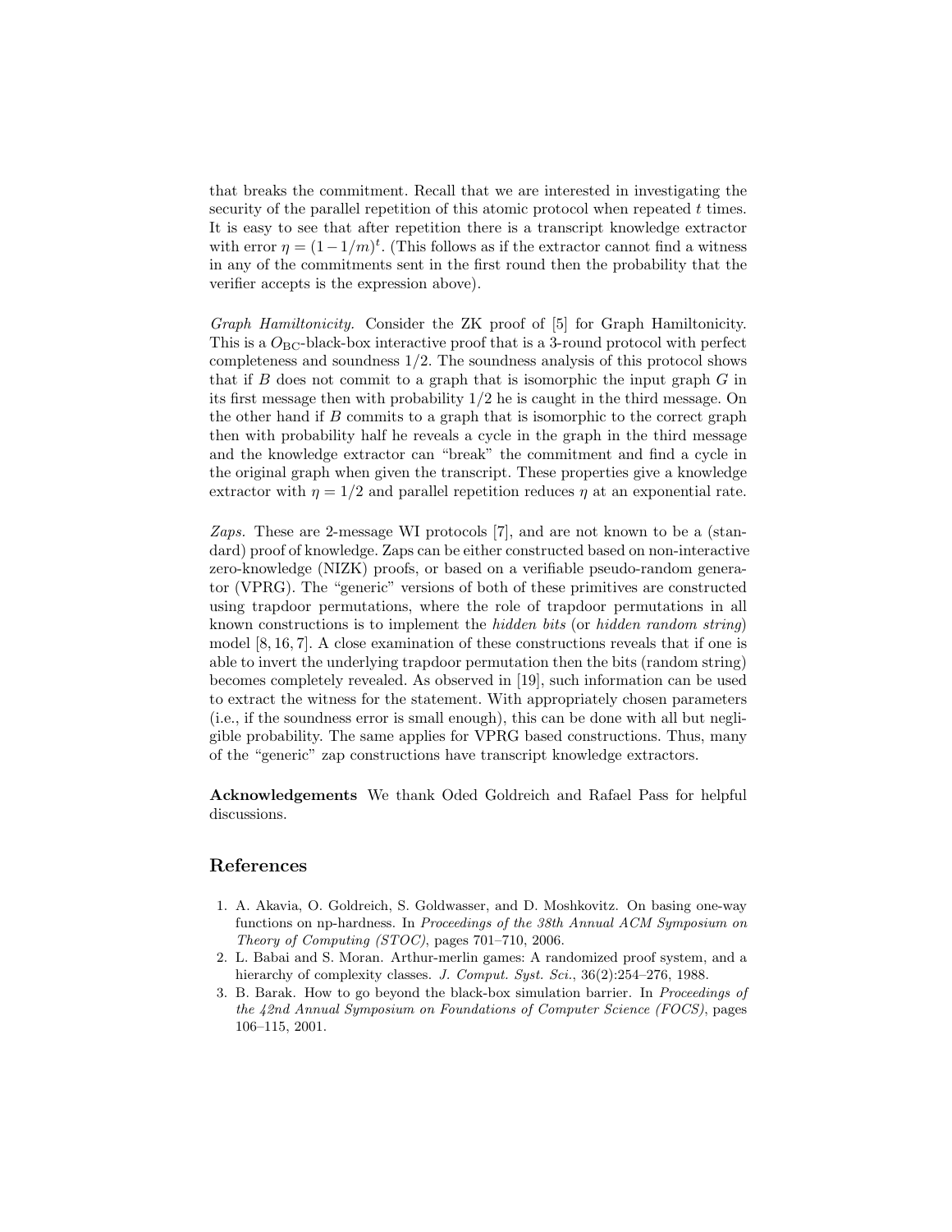that breaks the commitment. Recall that we are interested in investigating the security of the parallel repetition of this atomic protocol when repeated $t$ times. It is easy to see that after repetition there is a transcript knowledge extractor with error $\eta = (1 - 1/m)^t$. (This follows as if the extractor cannot find a witness in any of the commitments sent in the first round then the probability that the verifier accepts is the expression above).

*Graph Hamiltonicity.* Consider the ZK proof of [5] for Graph Hamiltonicity. This is a $O_{\mathrm{BC}}$-black-box interactive proof that is a 3-round protocol with perfect completeness and soundness $1/2$. The soundness analysis of this protocol shows that if $B$ does not commit to a graph that is isomorphic the input graph $G$ in its first message then with probability $1/2$ he is caught in the third message. On the other hand if $B$ commits to a graph that is isomorphic to the correct graph then with probability half he reveals a cycle in the graph in the third message and the knowledge extractor can "break" the commitment and find a cycle in the original graph when given the transcript. These properties give a knowledge extractor with $\eta = 1/2$ and parallel repetition reduces $\eta$ at an exponential rate.

*Zaps.* These are 2-message WI protocols [7], and are not known to be a (standard) proof of knowledge. Zaps can be either constructed based on non-interactive zero-knowledge (NIZK) proofs, or based on a verifiable pseudo-random generator (VPRG). The "generic" versions of both of these primitives are constructed using trapdoor permutations, where the role of trapdoor permutations in all known constructions is to implement the *hidden bits* (or *hidden random string*) model [8, 16, 7]. A close examination of these constructions reveals that if one is able to invert the underlying trapdoor permutation then the bits (random string) becomes completely revealed. As observed in [19], such information can be used to extract the witness for the statement. With appropriately chosen parameters (i.e., if the soundness error is small enough), this can be done with all but negligible probability. The same applies for VPRG based constructions. Thus, many of the "generic" zap constructions have transcript knowledge extractors.

**Acknowledgements** We thank Oded Goldreich and Rafael Pass for helpful discussions.

## References

1. A. Akavia, O. Goldreich, S. Goldwasser, and D. Moshkovitz. On basing one-way functions on np-hardness. In *Proceedings of the 38th Annual ACM Symposium on Theory of Computing (STOC)*, pages 701–710, 2006.
2. L. Babai and S. Moran. Arthur-merlin games: A randomized proof system, and a hierarchy of complexity classes. *J. Comput. Syst. Sci.*, 36(2):254–276, 1988.
3. B. Barak. How to go beyond the black-box simulation barrier. In *Proceedings of the 42nd Annual Symposium on Foundations of Computer Science (FOCS)*, pages 106–115, 2001.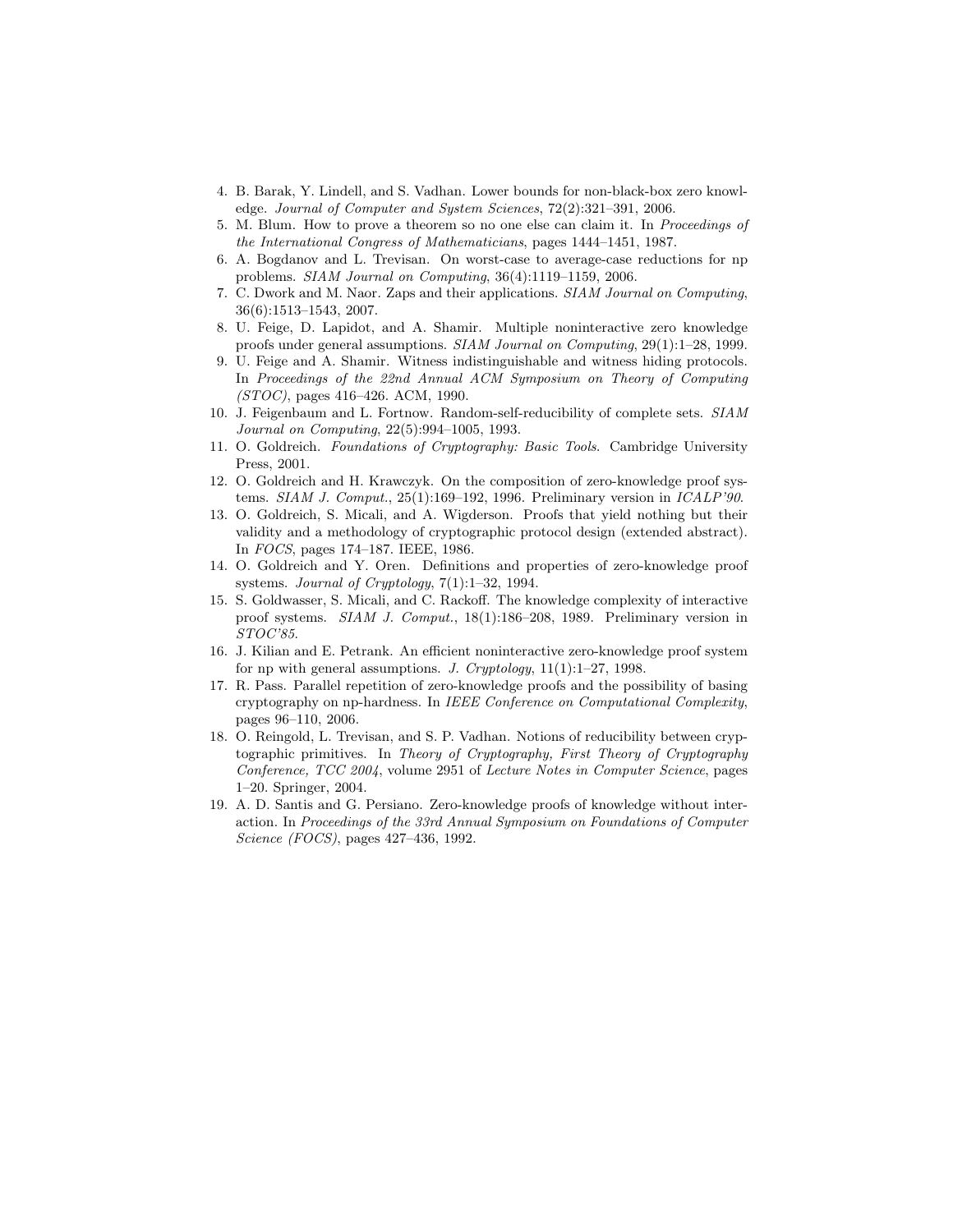4. B. Barak, Y. Lindell, and S. Vadhan. Lower bounds for non-black-box zero knowledge. *Journal of Computer and System Sciences*, 72(2):321–391, 2006.
5. M. Blum. How to prove a theorem so no one else can claim it. In *Proceedings of the International Congress of Mathematicians*, pages 1444–1451, 1987.
6. A. Bogdanov and L. Trevisan. On worst-case to average-case reductions for np problems. *SIAM Journal on Computing*, 36(4):1119–1159, 2006.
7. C. Dwork and M. Naor. Zaps and their applications. *SIAM Journal on Computing*, 36(6):1513–1543, 2007.
8. U. Feige, D. Lapidot, and A. Shamir. Multiple noninteractive zero knowledge proofs under general assumptions. *SIAM Journal on Computing*, 29(1):1–28, 1999.
9. U. Feige and A. Shamir. Witness indistinguishable and witness hiding protocols. In *Proceedings of the 22nd Annual ACM Symposium on Theory of Computing (STOC)*, pages 416–426. ACM, 1990.
10. J. Feigenbaum and L. Fortnow. Random-self-reducibility of complete sets. *SIAM Journal on Computing*, 22(5):994–1005, 1993.
11. O. Goldreich. *Foundations of Cryptography: Basic Tools*. Cambridge University Press, 2001.
12. O. Goldreich and H. Krawczyk. On the composition of zero-knowledge proof systems. *SIAM J. Comput.*, 25(1):169–192, 1996. Preliminary version in *ICALP'90*.
13. O. Goldreich, S. Micali, and A. Wigderson. Proofs that yield nothing but their validity and a methodology of cryptographic protocol design (extended abstract). In *FOCS*, pages 174–187. IEEE, 1986.
14. O. Goldreich and Y. Oren. Definitions and properties of zero-knowledge proof systems. *Journal of Cryptology*, 7(1):1–32, 1994.
15. S. Goldwasser, S. Micali, and C. Rackoff. The knowledge complexity of interactive proof systems. *SIAM J. Comput.*, 18(1):186–208, 1989. Preliminary version in *STOC'85*.
16. J. Kilian and E. Petrank. An efficient noninteractive zero-knowledge proof system for np with general assumptions. *J. Cryptology*, 11(1):1–27, 1998.
17. R. Pass. Parallel repetition of zero-knowledge proofs and the possibility of basing cryptography on np-hardness. In *IEEE Conference on Computational Complexity*, pages 96–110, 2006.
18. O. Reingold, L. Trevisan, and S. P. Vadhan. Notions of reducibility between cryptographic primitives. In *Theory of Cryptography, First Theory of Cryptography Conference, TCC 2004*, volume 2951 of *Lecture Notes in Computer Science*, pages 1–20. Springer, 2004.
19. A. D. Santis and G. Persiano. Zero-knowledge proofs of knowledge without interaction. In *Proceedings of the 33rd Annual Symposium on Foundations of Computer Science (FOCS)*, pages 427–436, 1992.